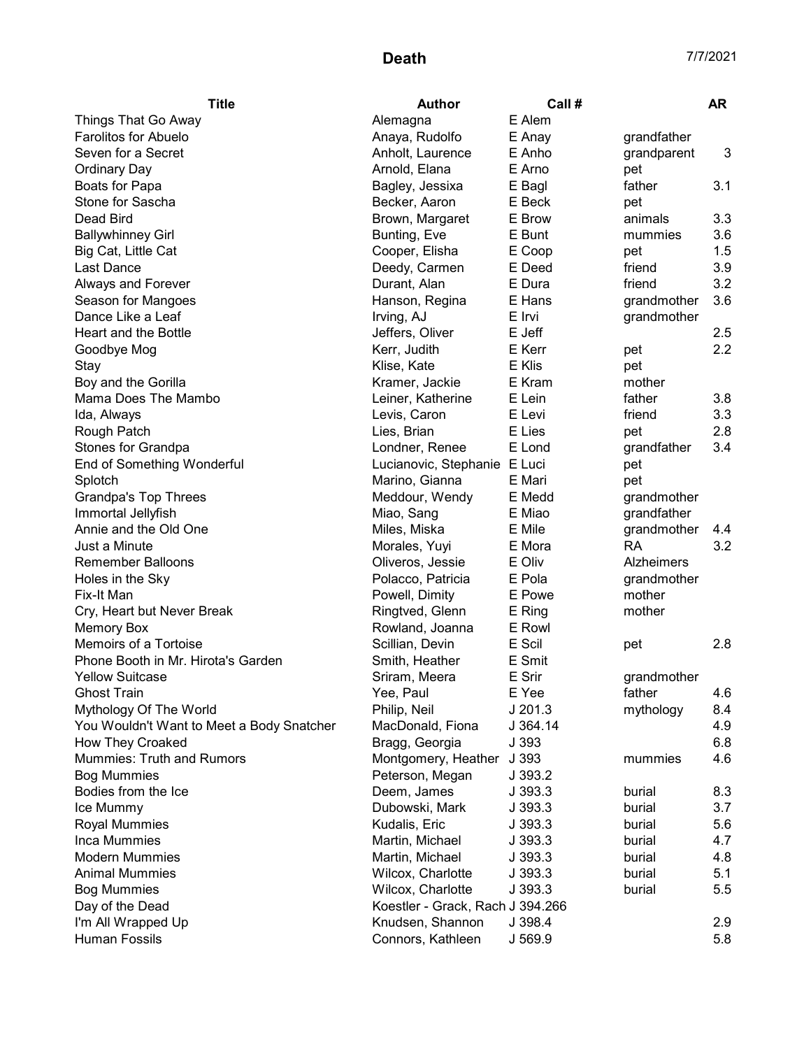# Death

7/7/2021

| Title | Author | Call # | | AR |
|---|---|---|---|---|
| Things That Go Away | Alemagna | E Alem | | |
| Farolitos for Abuelo | Anaya, Rudolfo | E Anay | grandfather | |
| Seven for a Secret | Anholt, Laurence | E Anho | grandparent | 3 |
| Ordinary Day | Arnold, Elana | E Arno | pet | |
| Boats for Papa | Bagley, Jessixa | E Bagl | father | 3.1 |
| Stone for Sascha | Becker, Aaron | E Beck | pet | |
| Dead Bird | Brown, Margaret | E Brow | animals | 3.3 |
| Ballywhinney Girl | Bunting, Eve | E Bunt | mummies | 3.6 |
| Big Cat, Little Cat | Cooper, Elisha | E Coop | pet | 1.5 |
| Last Dance | Deedy, Carmen | E Deed | friend | 3.9 |
| Always and Forever | Durant, Alan | E Dura | friend | 3.2 |
| Season for Mangoes | Hanson, Regina | E Hans | grandmother | 3.6 |
| Dance Like a Leaf | Irving, AJ | E Irvi | grandmother | |
| Heart and the Bottle | Jeffers, Oliver | E Jeff | | 2.5 |
| Goodbye Mog | Kerr, Judith | E Kerr | pet | 2.2 |
| Stay | Klise, Kate | E Klis | pet | |
| Boy and the Gorilla | Kramer, Jackie | E Kram | mother | |
| Mama Does The Mambo | Leiner, Katherine | E Lein | father | 3.8 |
| Ida, Always | Levis, Caron | E Levi | friend | 3.3 |
| Rough Patch | Lies, Brian | E Lies | pet | 2.8 |
| Stones for Grandpa | Londner, Renee | E Lond | grandfather | 3.4 |
| End of Something Wonderful | Lucianovic, Stephanie | E Luci | pet | |
| Splotch | Marino, Gianna | E Mari | pet | |
| Grandpa's Top Threes | Meddour, Wendy | E Medd | grandmother | |
| Immortal Jellyfish | Miao, Sang | E Miao | grandfather | |
| Annie and the Old One | Miles, Miska | E Mile | grandmother | 4.4 |
| Just a Minute | Morales, Yuyi | E Mora | RA | 3.2 |
| Remember Balloons | Oliveros, Jessie | E Oliv | Alzheimers | |
| Holes in the Sky | Polacco, Patricia | E Pola | grandmother | |
| Fix-It Man | Powell, Dimity | E Powe | mother | |
| Cry, Heart but Never Break | Ringtved, Glenn | E Ring | mother | |
| Memory Box | Rowland, Joanna | E Rowl | | |
| Memoirs of a Tortoise | Scillian, Devin | E Scil | pet | 2.8 |
| Phone Booth in Mr. Hirota's Garden | Smith, Heather | E Smit | | |
| Yellow Suitcase | Sriram, Meera | E Srir | grandmother | |
| Ghost Train | Yee, Paul | E Yee | father | 4.6 |
| Mythology Of The World | Philip, Neil | J 201.3 | mythology | 8.4 |
| You Wouldn't Want to Meet a Body Snatcher | MacDonald, Fiona | J 364.14 | | 4.9 |
| How They Croaked | Bragg, Georgia | J 393 | | 6.8 |
| Mummies: Truth and Rumors | Montgomery, Heather | J 393 | mummies | 4.6 |
| Bog Mummies | Peterson, Megan | J 393.2 | | |
| Bodies from the Ice | Deem, James | J 393.3 | burial | 8.3 |
| Ice Mummy | Dubowski, Mark | J 393.3 | burial | 3.7 |
| Royal Mummies | Kudalis, Eric | J 393.3 | burial | 5.6 |
| Inca Mummies | Martin, Michael | J 393.3 | burial | 4.7 |
| Modern Mummies | Martin, Michael | J 393.3 | burial | 4.8 |
| Animal Mummies | Wilcox, Charlotte | J 393.3 | burial | 5.1 |
| Bog Mummies | Wilcox, Charlotte | J 393.3 | burial | 5.5 |
| Day of the Dead | Koestler - Grack, Rach | J 394.266 | | |
| I'm All Wrapped Up | Knudsen, Shannon | J 398.4 | | 2.9 |
| Human Fossils | Connors, Kathleen | J 569.9 | | 5.8 |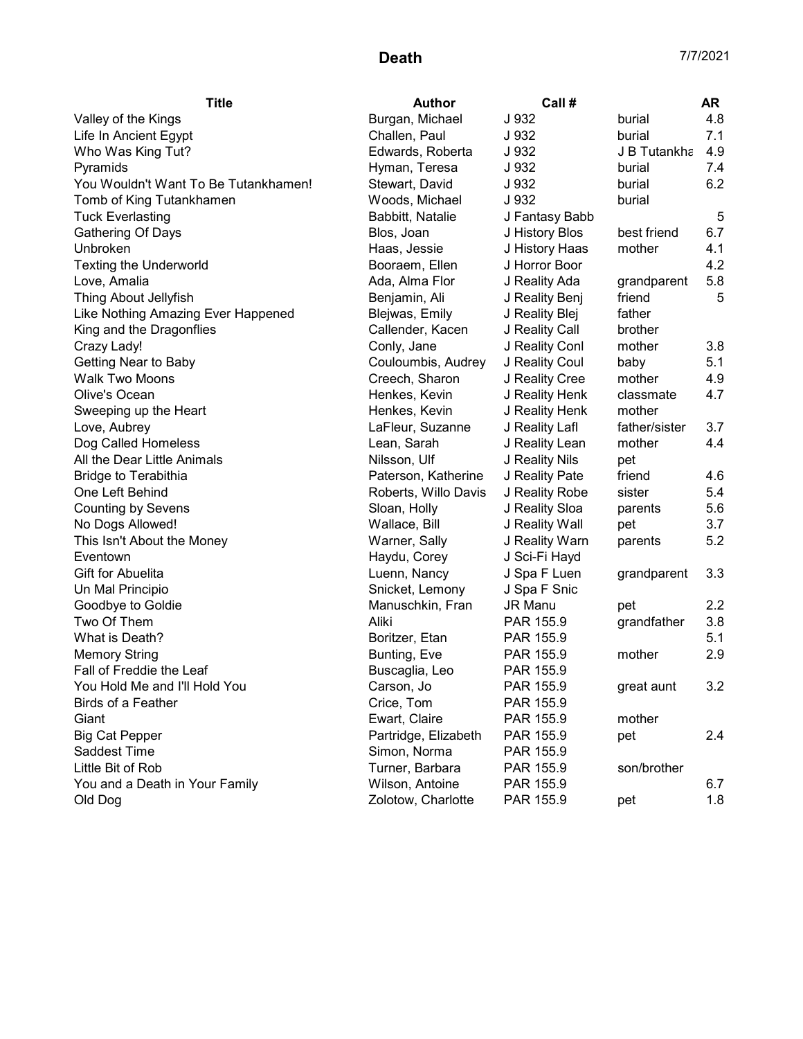# Death

7/7/2021

| Title | Author | Call # | | AR |
|---|---|---|---|---|
| Valley of the Kings | Burgan, Michael | J 932 | burial | 4.8 |
| Life In Ancient Egypt | Challen, Paul | J 932 | burial | 7.1 |
| Who Was King Tut? | Edwards, Roberta | J 932 | J B Tutankha | 4.9 |
| Pyramids | Hyman, Teresa | J 932 | burial | 7.4 |
| You Wouldn't Want To Be Tutankhamen! | Stewart, David | J 932 | burial | 6.2 |
| Tomb of King Tutankhamen | Woods, Michael | J 932 | burial | |
| Tuck Everlasting | Babbitt, Natalie | J Fantasy Babb | | 5 |
| Gathering Of Days | Blos, Joan | J History Blos | best friend | 6.7 |
| Unbroken | Haas, Jessie | J History Haas | mother | 4.1 |
| Texting the Underworld | Booraem, Ellen | J Horror Boor | | 4.2 |
| Love, Amalia | Ada, Alma Flor | J Reality Ada | grandparent | 5.8 |
| Thing About Jellyfish | Benjamin, Ali | J Reality Benj | friend | 5 |
| Like Nothing Amazing Ever Happened | Blejwas, Emily | J Reality Blej | father | |
| King and the Dragonflies | Callender, Kacen | J Reality Call | brother | |
| Crazy Lady! | Conly, Jane | J Reality Conl | mother | 3.8 |
| Getting Near to Baby | Couloumbis, Audrey | J Reality Coul | baby | 5.1 |
| Walk Two Moons | Creech, Sharon | J Reality Cree | mother | 4.9 |
| Olive's Ocean | Henkes, Kevin | J Reality Henk | classmate | 4.7 |
| Sweeping up the Heart | Henkes, Kevin | J Reality Henk | mother | |
| Love, Aubrey | LaFleur, Suzanne | J Reality Lafl | father/sister | 3.7 |
| Dog Called Homeless | Lean, Sarah | J Reality Lean | mother | 4.4 |
| All the Dear Little Animals | Nilsson, Ulf | J Reality Nils | pet | |
| Bridge to Terabithia | Paterson, Katherine | J Reality Pate | friend | 4.6 |
| One Left Behind | Roberts, Willo Davis | J Reality Robe | sister | 5.4 |
| Counting by Sevens | Sloan, Holly | J Reality Sloa | parents | 5.6 |
| No Dogs Allowed! | Wallace, Bill | J Reality Wall | pet | 3.7 |
| This Isn't About the Money | Warner, Sally | J Reality Warn | parents | 5.2 |
| Eventown | Haydu, Corey | J Sci-Fi Hayd | | |
| Gift for Abuelita | Luenn, Nancy | J Spa F Luen | grandparent | 3.3 |
| Un Mal Principio | Snicket, Lemony | J Spa F Snic | | |
| Goodbye to Goldie | Manuschkin, Fran | JR Manu | pet | 2.2 |
| Two Of Them | Aliki | PAR 155.9 | grandfather | 3.8 |
| What is Death? | Boritzer, Etan | PAR 155.9 | | 5.1 |
| Memory String | Bunting, Eve | PAR 155.9 | mother | 2.9 |
| Fall of Freddie the Leaf | Buscaglia, Leo | PAR 155.9 | | |
| You Hold Me and I'll Hold You | Carson, Jo | PAR 155.9 | great aunt | 3.2 |
| Birds of a Feather | Crice, Tom | PAR 155.9 | | |
| Giant | Ewart, Claire | PAR 155.9 | mother | |
| Big Cat Pepper | Partridge, Elizabeth | PAR 155.9 | pet | 2.4 |
| Saddest Time | Simon, Norma | PAR 155.9 | | |
| Little Bit of Rob | Turner, Barbara | PAR 155.9 | son/brother | |
| You and a Death in Your Family | Wilson, Antoine | PAR 155.9 | | 6.7 |
| Old Dog | Zolotow, Charlotte | PAR 155.9 | pet | 1.8 |